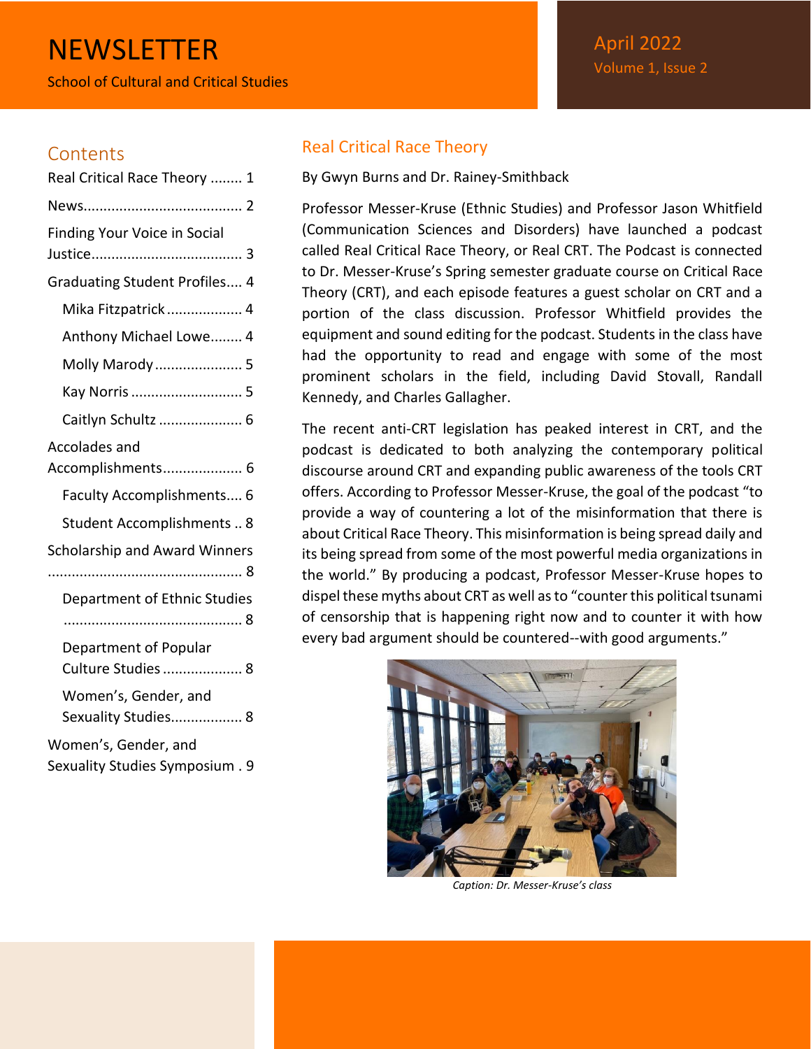# NEWSLETTER

School of Cultural and Critical Studies

April 2022
Volume 1, Issue 2

## Contents

- Real Critical Race Theory ........ 1
- News........................................ 2
- Finding Your Voice in Social Justice...................................... 3
- Graduating Student Profiles.... 4
  - Mika Fitzpatrick................... 4
  - Anthony Michael Lowe........ 4
  - Molly Marody...................... 5
  - Kay Norris............................ 5
  - Caitlyn Schultz..................... 6
- Accolades and Accomplishments.................... 6
  - Faculty Accomplishments.... 6
  - Student Accomplishments .. 8
- Scholarship and Award Winners ................................................ 8
  - Department of Ethnic Studies ............................................ 8
  - Department of Popular Culture Studies.................... 8
  - Women's, Gender, and Sexuality Studies.................. 8
- Women's, Gender, and Sexuality Studies Symposium . 9

## Real Critical Race Theory

By Gwyn Burns and Dr. Rainey-Smithback

Professor Messer-Kruse (Ethnic Studies) and Professor Jason Whitfield (Communication Sciences and Disorders) have launched a podcast called Real Critical Race Theory, or Real CRT. The Podcast is connected to Dr. Messer-Kruse's Spring semester graduate course on Critical Race Theory (CRT), and each episode features a guest scholar on CRT and a portion of the class discussion. Professor Whitfield provides the equipment and sound editing for the podcast. Students in the class have had the opportunity to read and engage with some of the most prominent scholars in the field, including David Stovall, Randall Kennedy, and Charles Gallagher.

The recent anti-CRT legislation has peaked interest in CRT, and the podcast is dedicated to both analyzing the contemporary political discourse around CRT and expanding public awareness of the tools CRT offers. According to Professor Messer-Kruse, the goal of the podcast "to provide a way of countering a lot of the misinformation that there is about Critical Race Theory. This misinformation is being spread daily and its being spread from some of the most powerful media organizations in the world." By producing a podcast, Professor Messer-Kruse hopes to dispel these myths about CRT as well as to "counter this political tsunami of censorship that is happening right now and to counter it with how every bad argument should be countered--with good arguments."

*Caption: Dr. Messer-Kruse's class*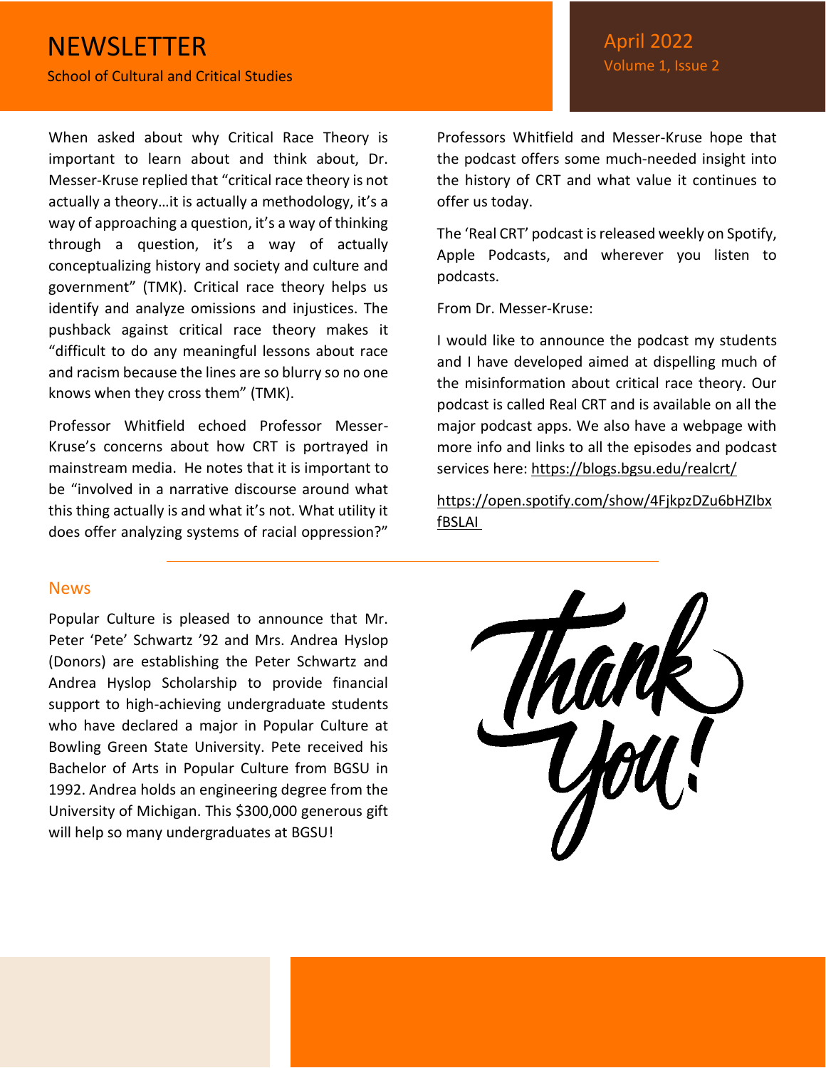# NEWSLETTER

School of Cultural and Critical Studies

April 2022

When asked about why Critical Race Theory is important to learn about and think about, Dr. Messer-Kruse replied that "critical race theory is not actually a theory…it is actually a methodology, it's a way of approaching a question, it's a way of thinking through a question, it's a way of actually conceptualizing history and society and culture and government" (TMK). Critical race theory helps us identify and analyze omissions and injustices. The pushback against critical race theory makes it "difficult to do any meaningful lessons about race and racism because the lines are so blurry so no one knows when they cross them" (TMK).

Professor Whitfield echoed Professor Messer-Kruse's concerns about how CRT is portrayed in mainstream media. He notes that it is important to be "involved in a narrative discourse around what this thing actually is and what it's not. What utility it does offer analyzing systems of racial oppression?"

Professors Whitfield and Messer-Kruse hope that the podcast offers some much-needed insight into the history of CRT and what value it continues to offer us today.

The 'Real CRT' podcast is released weekly on Spotify, Apple Podcasts, and wherever you listen to podcasts.

From Dr. Messer-Kruse:

I would like to announce the podcast my students and I have developed aimed at dispelling much of the misinformation about critical race theory. Our podcast is called Real CRT and is available on all the major podcast apps. We also have a webpage with more info and links to all the episodes and podcast services here: https://blogs.bgsu.edu/realcrt/

https://open.spotify.com/show/4FjkpzDZu6bHZIbxfBSLAI

## News

Popular Culture is pleased to announce that Mr. Peter 'Pete' Schwartz '92 and Mrs. Andrea Hyslop (Donors) are establishing the Peter Schwartz and Andrea Hyslop Scholarship to provide financial support to high-achieving undergraduate students who have declared a major in Popular Culture at Bowling Green State University. Pete received his Bachelor of Arts in Popular Culture from BGSU in 1992. Andrea holds an engineering degree from the University of Michigan. This $300,000 generous gift will help so many undergraduates at BGSU!

Thank You!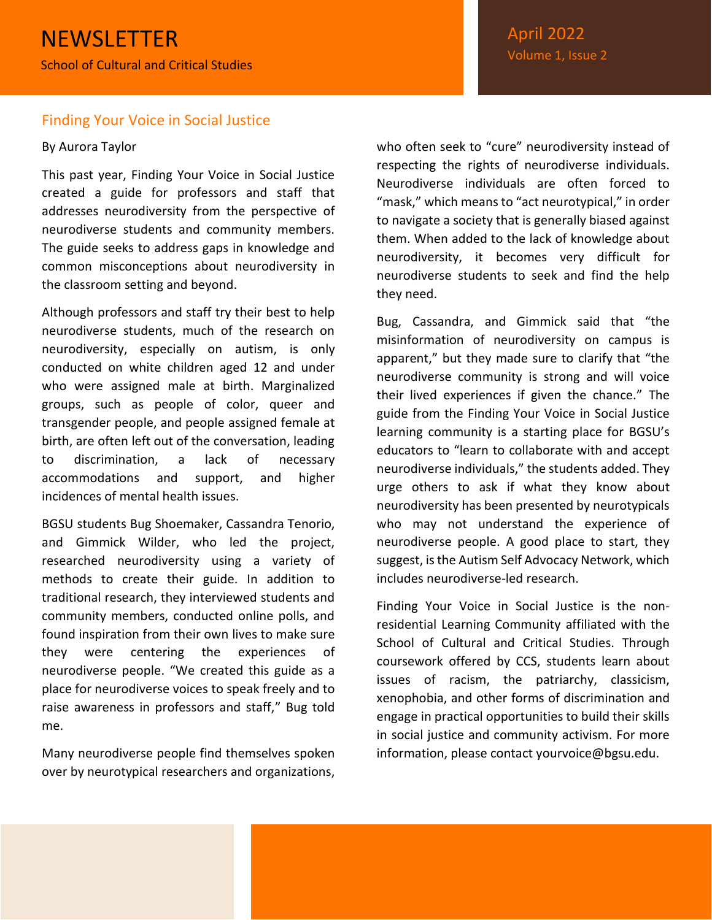# NEWSLETTER

School of Cultural and Critical Studies

April 2022
Volume 1, Issue 2

## Finding Your Voice in Social Justice

By Aurora Taylor

This past year, Finding Your Voice in Social Justice created a guide for professors and staff that addresses neurodiversity from the perspective of neurodiverse students and community members. The guide seeks to address gaps in knowledge and common misconceptions about neurodiversity in the classroom setting and beyond.

Although professors and staff try their best to help neurodiverse students, much of the research on neurodiversity, especially on autism, is only conducted on white children aged 12 and under who were assigned male at birth. Marginalized groups, such as people of color, queer and transgender people, and people assigned female at birth, are often left out of the conversation, leading to discrimination, a lack of necessary accommodations and support, and higher incidences of mental health issues.

BGSU students Bug Shoemaker, Cassandra Tenorio, and Gimmick Wilder, who led the project, researched neurodiversity using a variety of methods to create their guide. In addition to traditional research, they interviewed students and community members, conducted online polls, and found inspiration from their own lives to make sure they were centering the experiences of neurodiverse people. "We created this guide as a place for neurodiverse voices to speak freely and to raise awareness in professors and staff," Bug told me.

Many neurodiverse people find themselves spoken over by neurotypical researchers and organizations, who often seek to "cure" neurodiversity instead of respecting the rights of neurodiverse individuals. Neurodiverse individuals are often forced to "mask," which means to "act neurotypical," in order to navigate a society that is generally biased against them. When added to the lack of knowledge about neurodiversity, it becomes very difficult for neurodiverse students to seek and find the help they need.

Bug, Cassandra, and Gimmick said that "the misinformation of neurodiversity on campus is apparent," but they made sure to clarify that "the neurodiverse community is strong and will voice their lived experiences if given the chance." The guide from the Finding Your Voice in Social Justice learning community is a starting place for BGSU's educators to "learn to collaborate with and accept neurodiverse individuals," the students added. They urge others to ask if what they know about neurodiversity has been presented by neurotypicals who may not understand the experience of neurodiverse people. A good place to start, they suggest, is the Autism Self Advocacy Network, which includes neurodiverse-led research.

Finding Your Voice in Social Justice is the non-residential Learning Community affiliated with the School of Cultural and Critical Studies. Through coursework offered by CCS, students learn about issues of racism, the patriarchy, classicism, xenophobia, and other forms of discrimination and engage in practical opportunities to build their skills in social justice and community activism. For more information, please contact yourvoice@bgsu.edu.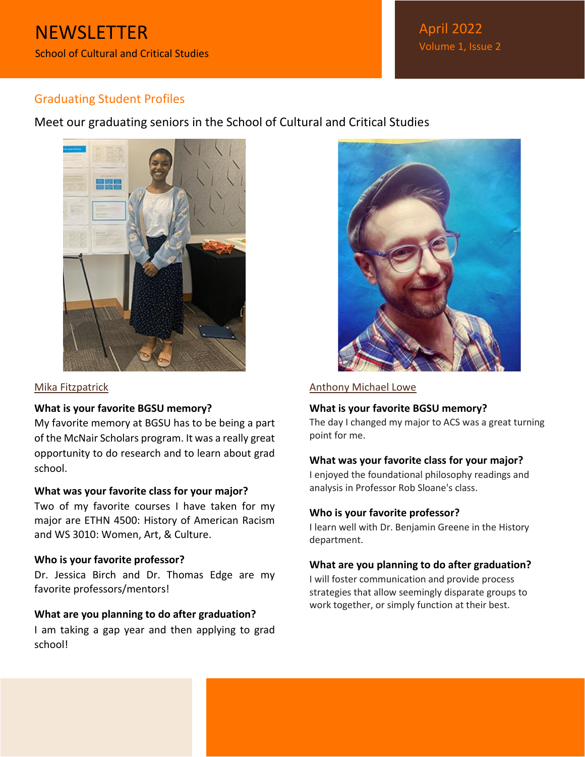# NEWSLETTER

School of Cultural and Critical Studies

April 2022

Volume 1, Issue 2

## Graduating Student Profiles

Meet our graduating seniors in the School of Cultural and Critical Studies

### Mika Fitzpatrick

**What is your favorite BGSU memory?**
My favorite memory at BGSU has to be being a part of the McNair Scholars program. It was a really great opportunity to do research and to learn about grad school.

**What was your favorite class for your major?**
Two of my favorite courses I have taken for my major are ETHN 4500: History of American Racism and WS 3010: Women, Art, & Culture.

**Who is your favorite professor?**
Dr. Jessica Birch and Dr. Thomas Edge are my favorite professors/mentors!

**What are you planning to do after graduation?**
I am taking a gap year and then applying to grad school!

### Anthony Michael Lowe

**What is your favorite BGSU memory?**
The day I changed my major to ACS was a great turning point for me.

**What was your favorite class for your major?**
I enjoyed the foundational philosophy readings and analysis in Professor Rob Sloane's class.

**Who is your favorite professor?**
I learn well with Dr. Benjamin Greene in the History department.

**What are you planning to do after graduation?**
I will foster communication and provide process strategies that allow seemingly disparate groups to work together, or simply function at their best.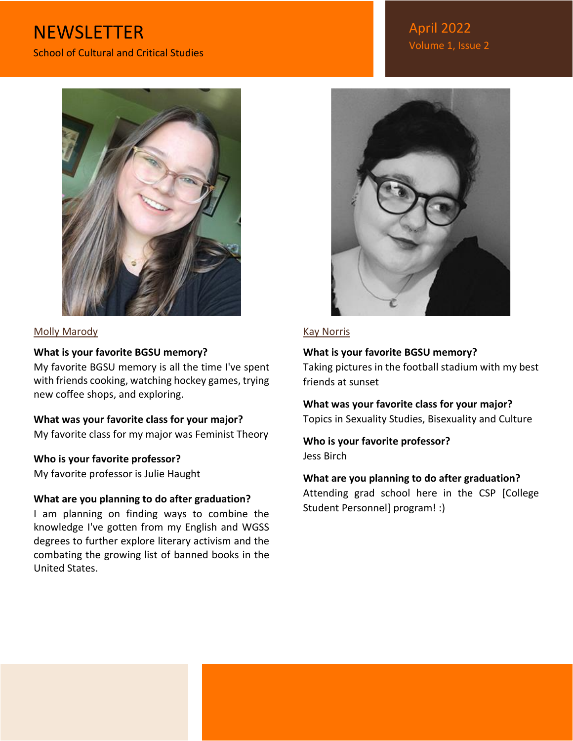## Molly Marody

**What is your favorite BGSU memory?**
My favorite BGSU memory is all the time I've spent with friends cooking, watching hockey games, trying new coffee shops, and exploring.

**What was your favorite class for your major?**
My favorite class for my major was Feminist Theory

**Who is your favorite professor?**
My favorite professor is Julie Haught

**What are you planning to do after graduation?**
I am planning on finding ways to combine the knowledge I've gotten from my English and WGSS degrees to further explore literary activism and the combating the growing list of banned books in the United States.

## Kay Norris

**What is your favorite BGSU memory?**
Taking pictures in the football stadium with my best friends at sunset

**What was your favorite class for your major?**
Topics in Sexuality Studies, Bisexuality and Culture

**Who is your favorite professor?**
Jess Birch

**What are you planning to do after graduation?**
Attending grad school here in the CSP [College Student Personnel] program! :)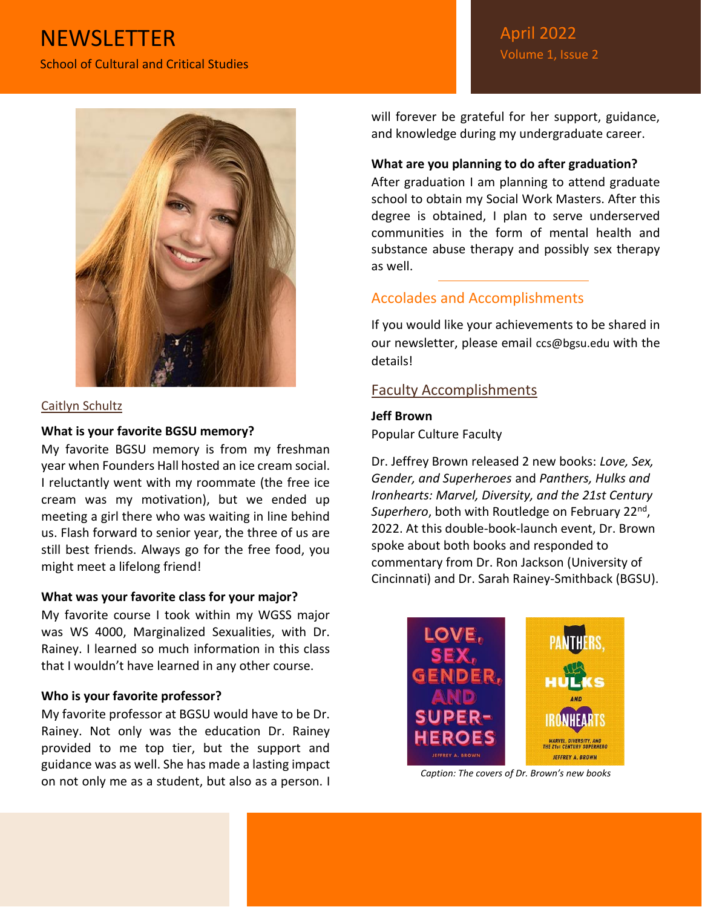Caitlyn Schultz

**What is your favorite BGSU memory?**
My favorite BGSU memory is from my freshman year when Founders Hall hosted an ice cream social. I reluctantly went with my roommate (the free ice cream was my motivation), but we ended up meeting a girl there who was waiting in line behind us. Flash forward to senior year, the three of us are still best friends. Always go for the free food, you might meet a lifelong friend!

**What was your favorite class for your major?**
My favorite course I took within my WGSS major was WS 4000, Marginalized Sexualities, with Dr. Rainey. I learned so much information in this class that I wouldn't have learned in any other course.

**Who is your favorite professor?**
My favorite professor at BGSU would have to be Dr. Rainey. Not only was the education Dr. Rainey provided to me top tier, but the support and guidance was as well. She has made a lasting impact on not only me as a student, but also as a person. I will forever be grateful for her support, guidance, and knowledge during my undergraduate career.

**What are you planning to do after graduation?**
After graduation I am planning to attend graduate school to obtain my Social Work Masters. After this degree is obtained, I plan to serve underserved communities in the form of mental health and substance abuse therapy and possibly sex therapy as well.

## Accolades and Accomplishments

If you would like your achievements to be shared in our newsletter, please email ccs@bgsu.edu with the details!

### Faculty Accomplishments

**Jeff Brown**
Popular Culture Faculty

Dr. Jeffrey Brown released 2 new books: *Love, Sex, Gender, and Superheroes* and *Panthers, Hulks and Ironhearts: Marvel, Diversity, and the 21st Century Superhero*, both with Routledge on February 22nd, 2022. At this double-book-launch event, Dr. Brown spoke about both books and responded to commentary from Dr. Ron Jackson (University of Cincinnati) and Dr. Sarah Rainey-Smithback (BGSU).

*Caption: The covers of Dr. Brown's new books*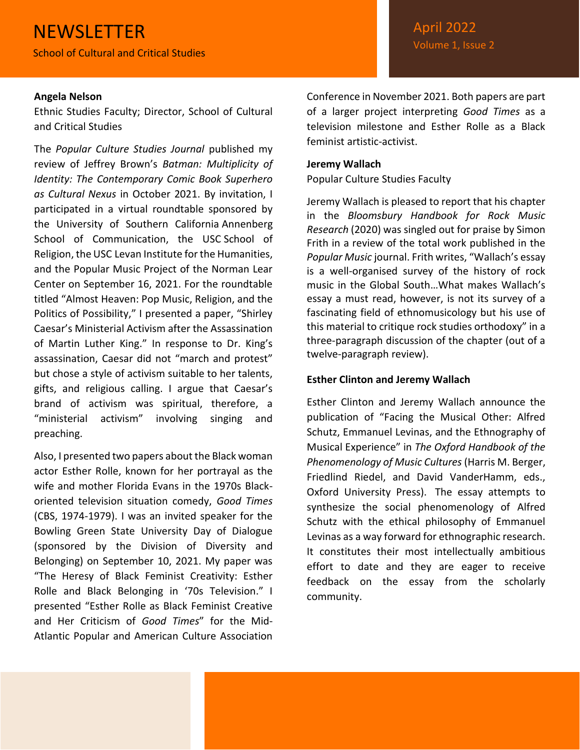**Angela Nelson**

Ethnic Studies Faculty; Director, School of Cultural and Critical Studies

The *Popular Culture Studies Journal* published my review of Jeffrey Brown's *Batman: Multiplicity of Identity: The Contemporary Comic Book Superhero as Cultural Nexus* in October 2021. By invitation, I participated in a virtual roundtable sponsored by the University of Southern California Annenberg School of Communication, the USC School of Religion, the USC Levan Institute for the Humanities, and the Popular Music Project of the Norman Lear Center on September 16, 2021. For the roundtable titled "Almost Heaven: Pop Music, Religion, and the Politics of Possibility," I presented a paper, "Shirley Caesar's Ministerial Activism after the Assassination of Martin Luther King." In response to Dr. King's assassination, Caesar did not "march and protest" but chose a style of activism suitable to her talents, gifts, and religious calling. I argue that Caesar's brand of activism was spiritual, therefore, a "ministerial activism" involving singing and preaching.

Also, I presented two papers about the Black woman actor Esther Rolle, known for her portrayal as the wife and mother Florida Evans in the 1970s Black-oriented television situation comedy, *Good Times* (CBS, 1974-1979). I was an invited speaker for the Bowling Green State University Day of Dialogue (sponsored by the Division of Diversity and Belonging) on September 10, 2021. My paper was "The Heresy of Black Feminist Creativity: Esther Rolle and Black Belonging in '70s Television." I presented "Esther Rolle as Black Feminist Creative and Her Criticism of *Good Times*" for the Mid-Atlantic Popular and American Culture Association Conference in November 2021. Both papers are part of a larger project interpreting *Good Times* as a television milestone and Esther Rolle as a Black feminist artistic-activist.

**Jeremy Wallach**

Popular Culture Studies Faculty

Jeremy Wallach is pleased to report that his chapter in the *Bloomsbury Handbook for Rock Music Research* (2020) was singled out for praise by Simon Frith in a review of the total work published in the *Popular Music* journal. Frith writes, "Wallach's essay is a well-organised survey of the history of rock music in the Global South…What makes Wallach's essay a must read, however, is not its survey of a fascinating field of ethnomusicology but his use of this material to critique rock studies orthodoxy" in a three-paragraph discussion of the chapter (out of a twelve-paragraph review).

**Esther Clinton and Jeremy Wallach**

Esther Clinton and Jeremy Wallach announce the publication of "Facing the Musical Other: Alfred Schutz, Emmanuel Levinas, and the Ethnography of Musical Experience" in *The Oxford Handbook of the Phenomenology of Music Cultures* (Harris M. Berger, Friedlind Riedel, and David VanderHamm, eds., Oxford University Press). The essay attempts to synthesize the social phenomenology of Alfred Schutz with the ethical philosophy of Emmanuel Levinas as a way forward for ethnographic research. It constitutes their most intellectually ambitious effort to date and they are eager to receive feedback on the essay from the scholarly community.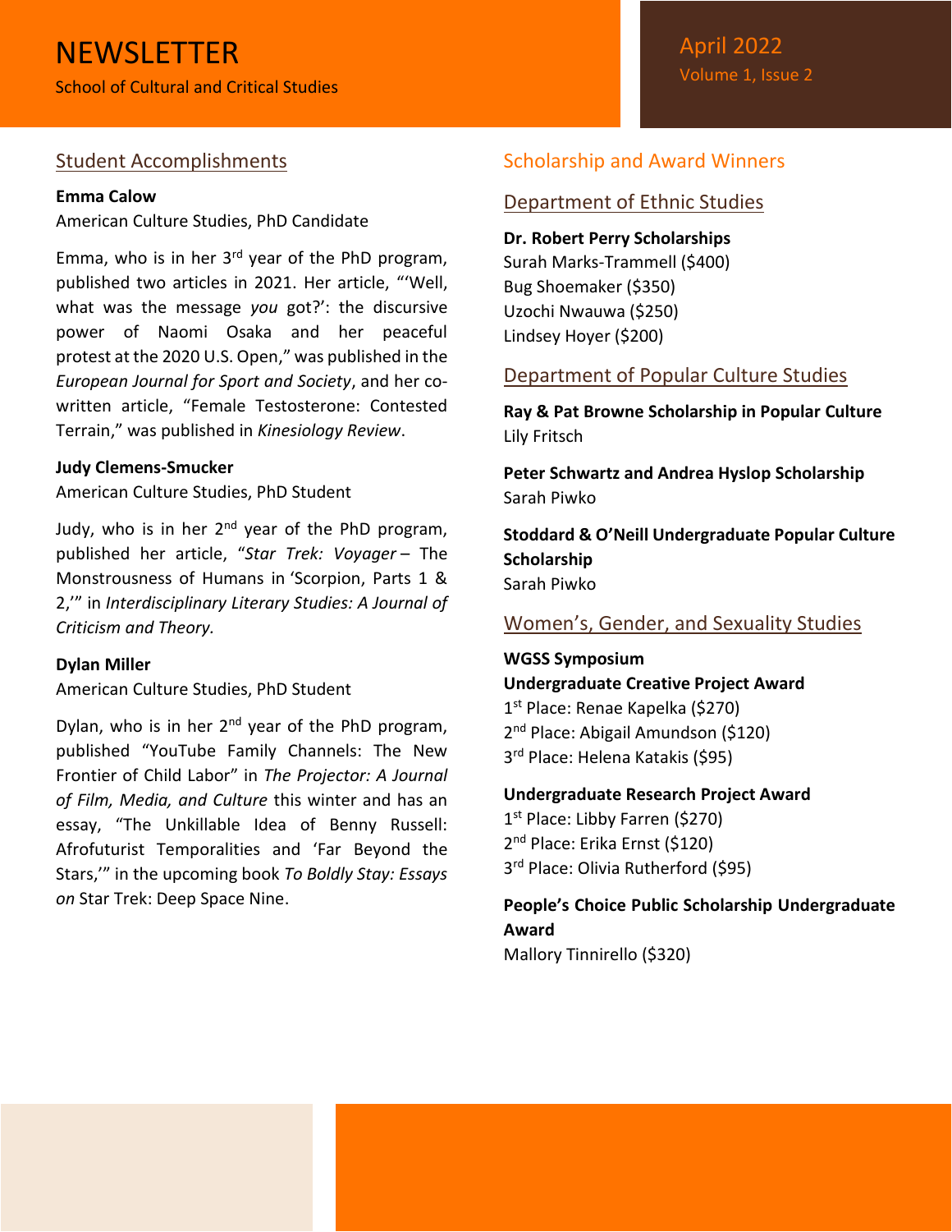# NEWSLETTER

School of Cultural and Critical Studies

April 2022
Volume 1, Issue 2

## Student Accomplishments

**Emma Calow**
American Culture Studies, PhD Candidate

Emma, who is in her 3rd year of the PhD program, published two articles in 2021. Her article, "'Well, what was the message *you* got?': the discursive power of Naomi Osaka and her peaceful protest at the 2020 U.S. Open," was published in the *European Journal for Sport and Society*, and her co-written article, "Female Testosterone: Contested Terrain," was published in *Kinesiology Review*.

**Judy Clemens-Smucker**
American Culture Studies, PhD Student

Judy, who is in her 2nd year of the PhD program, published her article, "*Star Trek: Voyager* – The Monstrousness of Humans in 'Scorpion, Parts 1 & 2,'" in *Interdisciplinary Literary Studies: A Journal of Criticism and Theory.*

**Dylan Miller**
American Culture Studies, PhD Student

Dylan, who is in her 2nd year of the PhD program, published "YouTube Family Channels: The New Frontier of Child Labor" in *The Projector: A Journal of Film, Media, and Culture* this winter and has an essay, "The Unkillable Idea of Benny Russell: Afrofuturist Temporalities and 'Far Beyond the Stars,'" in the upcoming book *To Boldly Stay: Essays on* Star Trek: Deep Space Nine.

## Scholarship and Award Winners

### Department of Ethnic Studies

**Dr. Robert Perry Scholarships**
Surah Marks-Trammell ($400)
Bug Shoemaker ($350)
Uzochi Nwauwa ($250)
Lindsey Hoyer ($200)

### Department of Popular Culture Studies

**Ray & Pat Browne Scholarship in Popular Culture**
Lily Fritsch

**Peter Schwartz and Andrea Hyslop Scholarship**
Sarah Piwko

**Stoddard & O'Neill Undergraduate Popular Culture Scholarship**
Sarah Piwko

### Women's, Gender, and Sexuality Studies

**WGSS Symposium**
**Undergraduate Creative Project Award**
1st Place: Renae Kapelka ($270)
2nd Place: Abigail Amundson ($120)
3rd Place: Helena Katakis ($95)

**Undergraduate Research Project Award**
1st Place: Libby Farren ($270)
2nd Place: Erika Ernst ($120)
3rd Place: Olivia Rutherford ($95)

**People's Choice Public Scholarship Undergraduate Award**
Mallory Tinnirello ($320)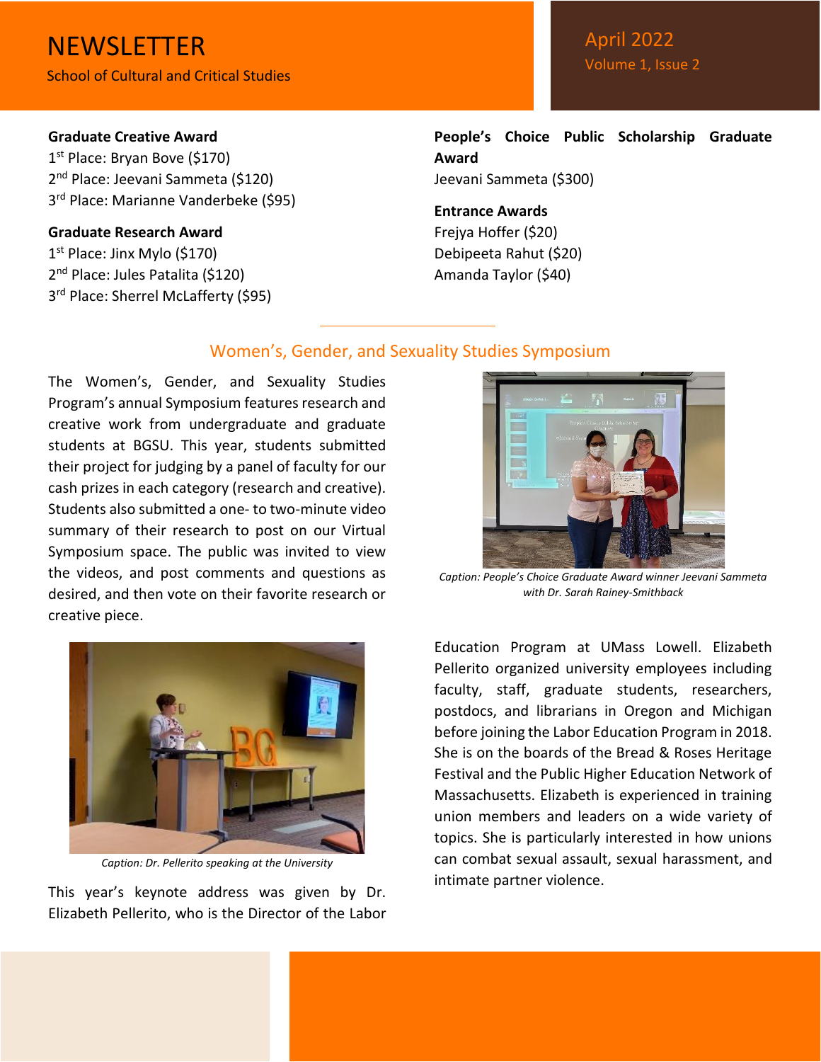# NEWSLETTER

School of Cultural and Critical Studies

April 2022
Volume 1, Issue 2

**Graduate Creative Award**
1st Place: Bryan Bove ($170)
2nd Place: Jeevani Sammeta ($120)
3rd Place: Marianne Vanderbeke ($95)

**Graduate Research Award**
1st Place: Jinx Mylo ($170)
2nd Place: Jules Patalita ($120)
3rd Place: Sherrel McLafferty ($95)

**People's Choice Public Scholarship Graduate Award**
Jeevani Sammeta ($300)

**Entrance Awards**
Frejya Hoffer ($20)
Debipeeta Rahut ($20)
Amanda Taylor ($40)

## Women's, Gender, and Sexuality Studies Symposium

The Women's, Gender, and Sexuality Studies Program's annual Symposium features research and creative work from undergraduate and graduate students at BGSU. This year, students submitted their project for judging by a panel of faculty for our cash prizes in each category (research and creative). Students also submitted a one- to two-minute video summary of their research to post on our Virtual Symposium space. The public was invited to view the videos, and post comments and questions as desired, and then vote on their favorite research or creative piece.

*Caption: People's Choice Graduate Award winner Jeevani Sammeta with Dr. Sarah Rainey-Smithback*

*Caption: Dr. Pellerito speaking at the University*

This year's keynote address was given by Dr. Elizabeth Pellerito, who is the Director of the Labor Education Program at UMass Lowell. Elizabeth Pellerito organized university employees including faculty, staff, graduate students, researchers, postdocs, and librarians in Oregon and Michigan before joining the Labor Education Program in 2018. She is on the boards of the Bread & Roses Heritage Festival and the Public Higher Education Network of Massachusetts. Elizabeth is experienced in training union members and leaders on a wide variety of topics. She is particularly interested in how unions can combat sexual assault, sexual harassment, and intimate partner violence.